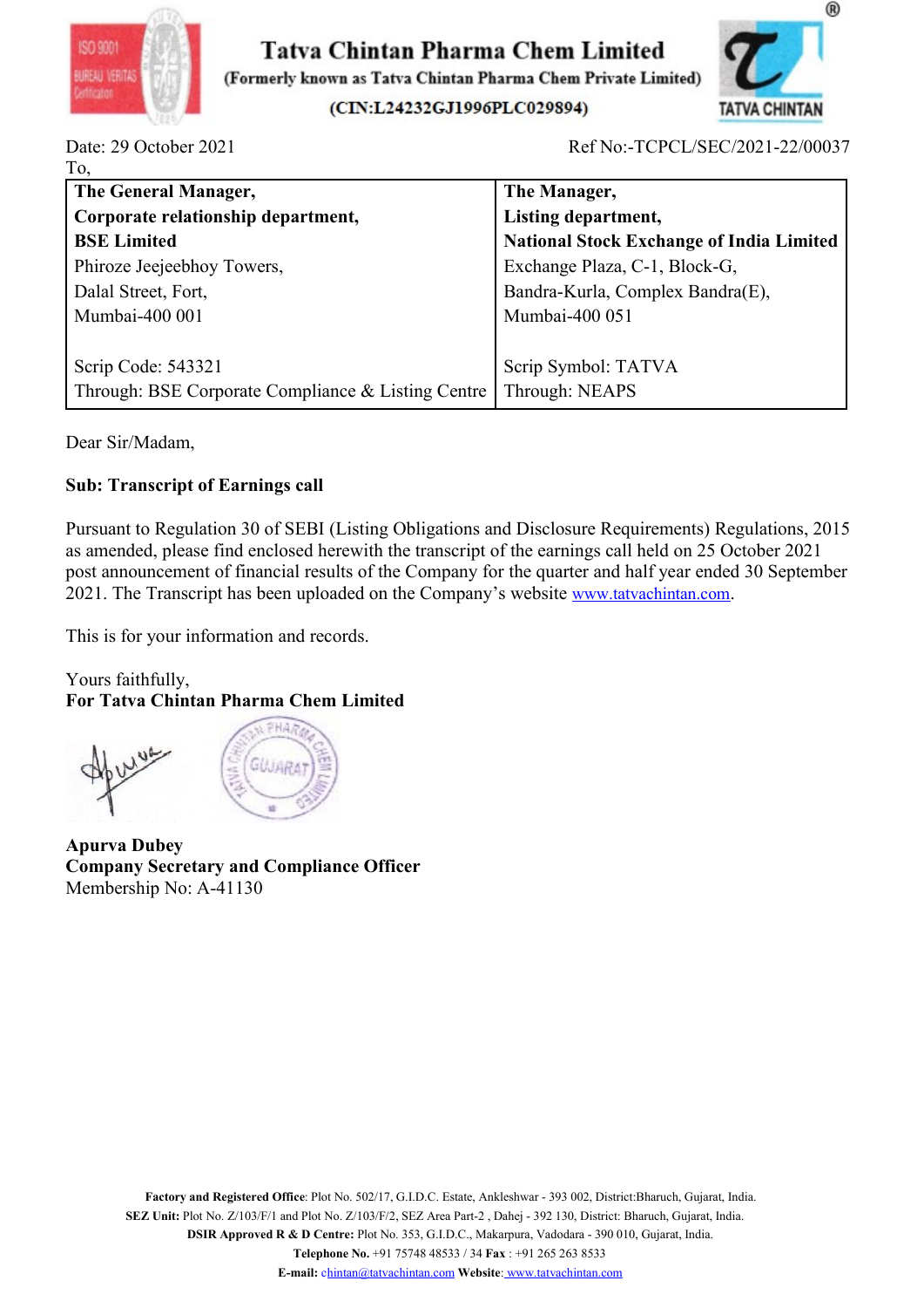# Tatva Chintan Pharma Chem Limited

(Formerly known as Tatva Chintan Pharma Chem Private Limited)

(CIN:L24232GJ1996PLC029894)

Date: 29 October 2021

Ref No:-TCPCL/SEC/2021-22/00037

To,

| **The General Manager,**<br>**Corporate relationship department,**<br>**BSE Limited**<br>Phiroze Jeejeebhoy Towers,<br>Dalal Street, Fort,<br>Mumbai-400 001<br><br>Scrip Code: 543321<br>Through: BSE Corporate Compliance & Listing Centre | **The Manager,**<br>**Listing department,**<br>**National Stock Exchange of India Limited**<br>Exchange Plaza, C-1, Block-G,<br>Bandra-Kurla, Complex Bandra(E),<br>Mumbai-400 051<br><br>Scrip Symbol: TATVA<br>Through: NEAPS |
|---|---|

Dear Sir/Madam,

**Sub: Transcript of Earnings call**

Pursuant to Regulation 30 of SEBI (Listing Obligations and Disclosure Requirements) Regulations, 2015 as amended, please find enclosed herewith the transcript of the earnings call held on 25 October 2021 post announcement of financial results of the Company for the quarter and half year ended 30 September 2021. The Transcript has been uploaded on the Company's website www.tatvachintan.com.

This is for your information and records.

Yours faithfully,

**For Tatva Chintan Pharma Chem Limited**

**Apurva Dubey**

**Company Secretary and Compliance Officer**

Membership No: A-41130

**Factory and Registered Office**: Plot No. 502/17, G.I.D.C. Estate, Ankleshwar - 393 002, District:Bharuch, Gujarat, India.

**SEZ Unit:** Plot No. Z/103/F/1 and Plot No. Z/103/F/2, SEZ Area Part-2 , Dahej - 392 130, District: Bharuch, Gujarat, India.

**DSIR Approved R & D Centre:** Plot No. 353, G.I.D.C., Makarpura, Vadodara - 390 010, Gujarat, India.

**Telephone No.** +91 75748 48533 / 34 **Fax** : +91 265 263 8533

**E-mail:** chintan@tatvachintan.com **Website**: www.tatvachintan.com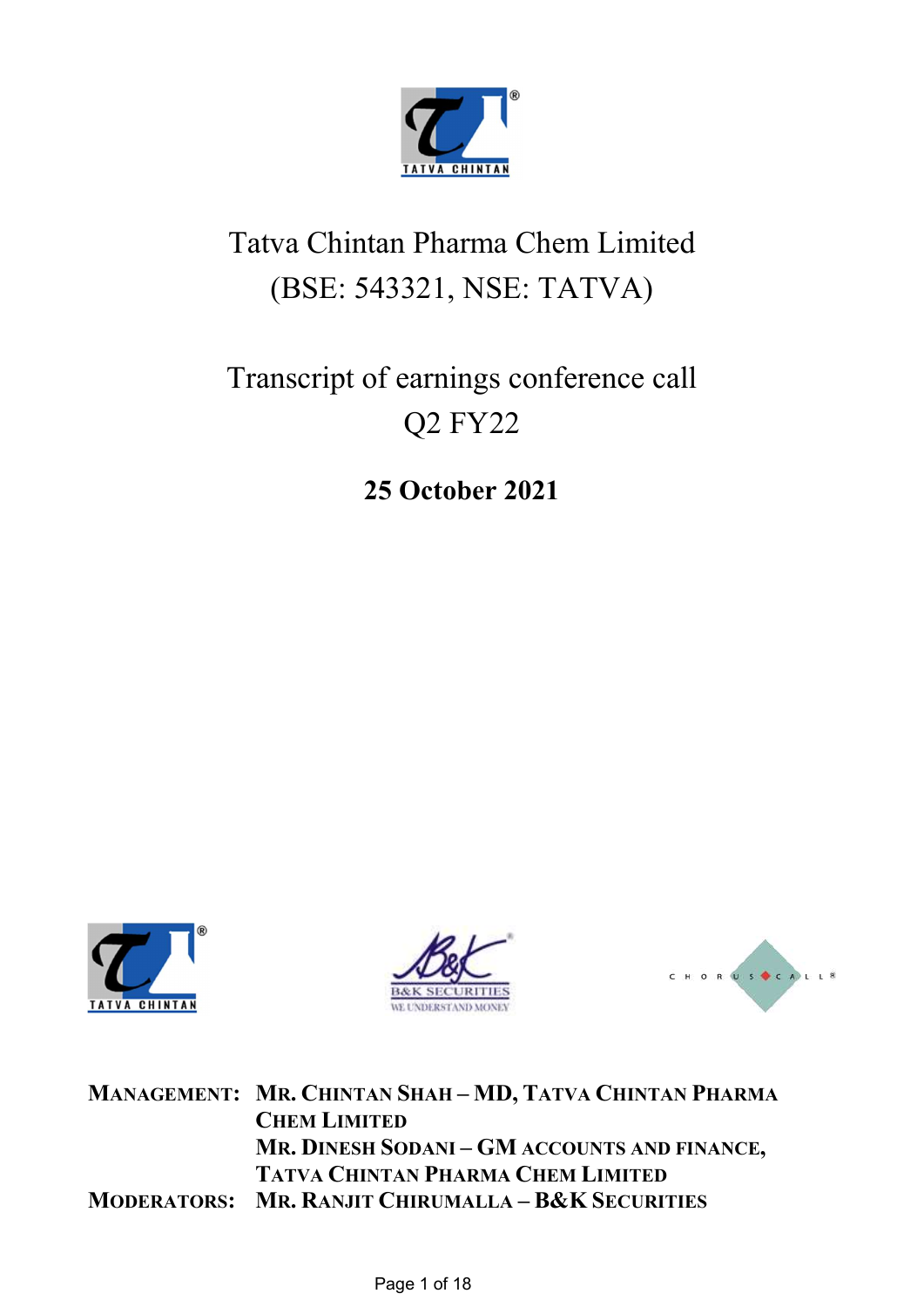# Tatva Chintan Pharma Chem Limited
# (BSE: 543321, NSE: TATVA)

## Transcript of earnings conference call
## Q2 FY22

**25 October 2021**

| | |
|---|---|
| **MANAGEMENT:** | **MR. CHINTAN SHAH – MD, TATVA CHINTAN PHARMA CHEM LIMITED** |
| | **MR. DINESH SODANI – GM ACCOUNTS AND FINANCE, TATVA CHINTAN PHARMA CHEM LIMITED** |
| **MODERATORS:** | **MR. RANJIT CHIRUMALLA – B&K SECURITIES** |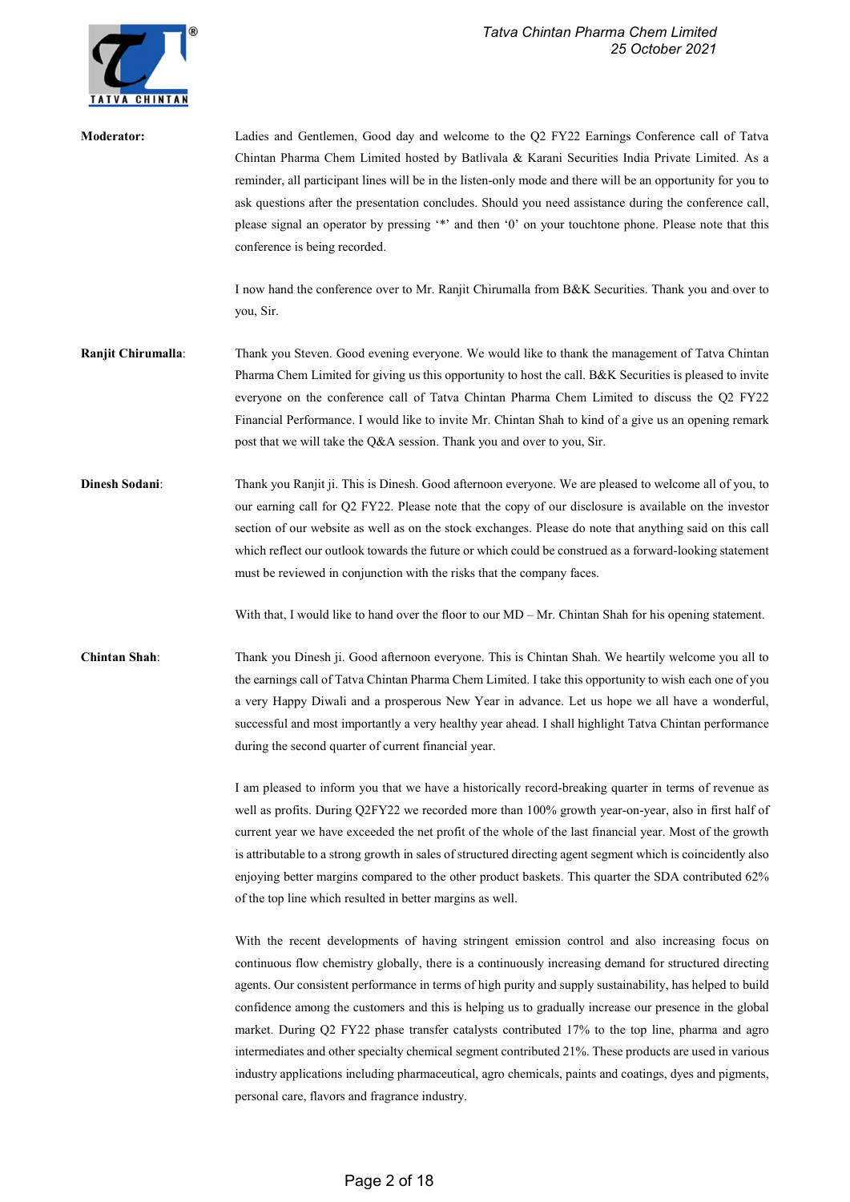**Moderator:** Ladies and Gentlemen, Good day and welcome to the Q2 FY22 Earnings Conference call of Tatva Chintan Pharma Chem Limited hosted by Batlivala & Karani Securities India Private Limited. As a reminder, all participant lines will be in the listen-only mode and there will be an opportunity for you to ask questions after the presentation concludes. Should you need assistance during the conference call, please signal an operator by pressing '*' and then '0' on your touchtone phone. Please note that this conference is being recorded.

I now hand the conference over to Mr. Ranjit Chirumalla from B&K Securities. Thank you and over to you, Sir.

**Ranjit Chirumalla:** Thank you Steven. Good evening everyone. We would like to thank the management of Tatva Chintan Pharma Chem Limited for giving us this opportunity to host the call. B&K Securities is pleased to invite everyone on the conference call of Tatva Chintan Pharma Chem Limited to discuss the Q2 FY22 Financial Performance. I would like to invite Mr. Chintan Shah to kind of a give us an opening remark post that we will take the Q&A session. Thank you and over to you, Sir.

**Dinesh Sodani:** Thank you Ranjit ji. This is Dinesh. Good afternoon everyone. We are pleased to welcome all of you, to our earning call for Q2 FY22. Please note that the copy of our disclosure is available on the investor section of our website as well as on the stock exchanges. Please do note that anything said on this call which reflect our outlook towards the future or which could be construed as a forward-looking statement must be reviewed in conjunction with the risks that the company faces.

With that, I would like to hand over the floor to our MD – Mr. Chintan Shah for his opening statement.

**Chintan Shah:** Thank you Dinesh ji. Good afternoon everyone. This is Chintan Shah. We heartily welcome you all to the earnings call of Tatva Chintan Pharma Chem Limited. I take this opportunity to wish each one of you a very Happy Diwali and a prosperous New Year in advance. Let us hope we all have a wonderful, successful and most importantly a very healthy year ahead. I shall highlight Tatva Chintan performance during the second quarter of current financial year.

I am pleased to inform you that we have a historically record-breaking quarter in terms of revenue as well as profits. During Q2FY22 we recorded more than 100% growth year-on-year, also in first half of current year we have exceeded the net profit of the whole of the last financial year. Most of the growth is attributable to a strong growth in sales of structured directing agent segment which is coincidently also enjoying better margins compared to the other product baskets. This quarter the SDA contributed 62% of the top line which resulted in better margins as well.

With the recent developments of having stringent emission control and also increasing focus on continuous flow chemistry globally, there is a continuously increasing demand for structured directing agents. Our consistent performance in terms of high purity and supply sustainability, has helped to build confidence among the customers and this is helping us to gradually increase our presence in the global market. During Q2 FY22 phase transfer catalysts contributed 17% to the top line, pharma and agro intermediates and other specialty chemical segment contributed 21%. These products are used in various industry applications including pharmaceutical, agro chemicals, paints and coatings, dyes and pigments, personal care, flavors and fragrance industry.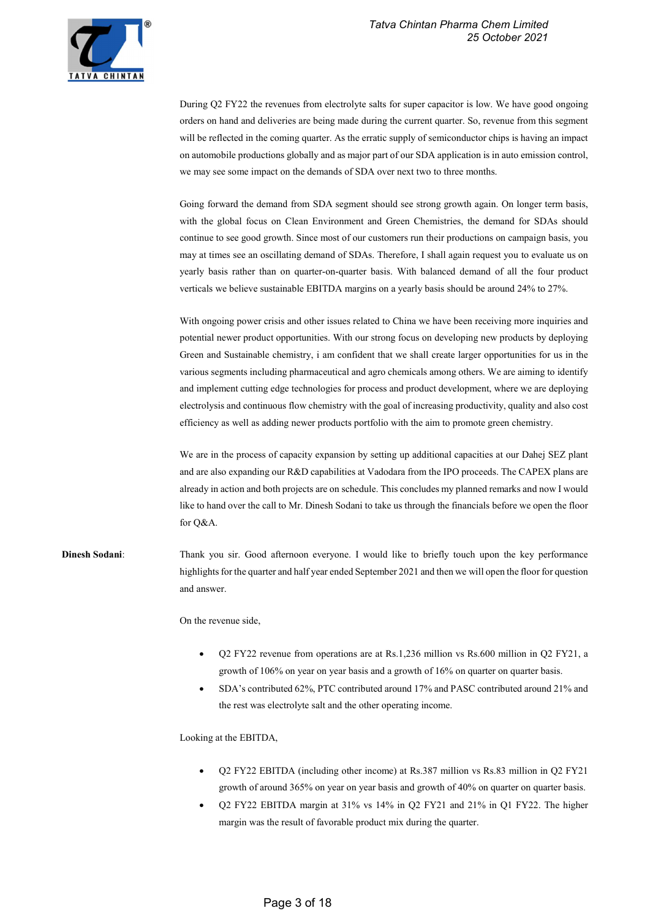During Q2 FY22 the revenues from electrolyte salts for super capacitor is low. We have good ongoing orders on hand and deliveries are being made during the current quarter. So, revenue from this segment will be reflected in the coming quarter. As the erratic supply of semiconductor chips is having an impact on automobile productions globally and as major part of our SDA application is in auto emission control, we may see some impact on the demands of SDA over next two to three months.

Going forward the demand from SDA segment should see strong growth again. On longer term basis, with the global focus on Clean Environment and Green Chemistries, the demand for SDAs should continue to see good growth. Since most of our customers run their productions on campaign basis, you may at times see an oscillating demand of SDAs. Therefore, I shall again request you to evaluate us on yearly basis rather than on quarter-on-quarter basis. With balanced demand of all the four product verticals we believe sustainable EBITDA margins on a yearly basis should be around 24% to 27%.

With ongoing power crisis and other issues related to China we have been receiving more inquiries and potential newer product opportunities. With our strong focus on developing new products by deploying Green and Sustainable chemistry, i am confident that we shall create larger opportunities for us in the various segments including pharmaceutical and agro chemicals among others. We are aiming to identify and implement cutting edge technologies for process and product development, where we are deploying electrolysis and continuous flow chemistry with the goal of increasing productivity, quality and also cost efficiency as well as adding newer products portfolio with the aim to promote green chemistry.

We are in the process of capacity expansion by setting up additional capacities at our Dahej SEZ plant and are also expanding our R&D capabilities at Vadodara from the IPO proceeds. The CAPEX plans are already in action and both projects are on schedule. This concludes my planned remarks and now I would like to hand over the call to Mr. Dinesh Sodani to take us through the financials before we open the floor for Q&A.

**Dinesh Sodani**: Thank you sir. Good afternoon everyone. I would like to briefly touch upon the key performance highlights for the quarter and half year ended September 2021 and then we will open the floor for question and answer.

On the revenue side,

- Q2 FY22 revenue from operations are at Rs.1,236 million vs Rs.600 million in Q2 FY21, a growth of 106% on year on year basis and a growth of 16% on quarter on quarter basis.
- SDA's contributed 62%, PTC contributed around 17% and PASC contributed around 21% and the rest was electrolyte salt and the other operating income.

Looking at the EBITDA,

- Q2 FY22 EBITDA (including other income) at Rs.387 million vs Rs.83 million in Q2 FY21 growth of around 365% on year on year basis and growth of 40% on quarter on quarter basis.
- Q2 FY22 EBITDA margin at 31% vs 14% in Q2 FY21 and 21% in Q1 FY22. The higher margin was the result of favorable product mix during the quarter.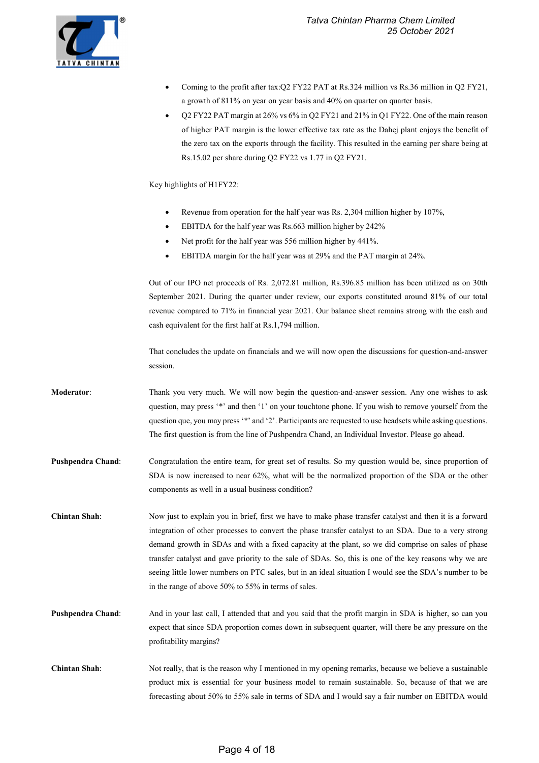- Coming to the profit after tax:Q2 FY22 PAT at Rs.324 million vs Rs.36 million in Q2 FY21, a growth of 811% on year on year basis and 40% on quarter on quarter basis.
- Q2 FY22 PAT margin at 26% vs 6% in Q2 FY21 and 21% in Q1 FY22. One of the main reason of higher PAT margin is the lower effective tax rate as the Dahej plant enjoys the benefit of the zero tax on the exports through the facility. This resulted in the earning per share being at Rs.15.02 per share during Q2 FY22 vs 1.77 in Q2 FY21.

Key highlights of H1FY22:

- Revenue from operation for the half year was Rs. 2,304 million higher by 107%,
- EBITDA for the half year was Rs.663 million higher by 242%
- Net profit for the half year was 556 million higher by 441%.
- EBITDA margin for the half year was at 29% and the PAT margin at 24%.

Out of our IPO net proceeds of Rs. 2,072.81 million, Rs.396.85 million has been utilized as on 30th September 2021. During the quarter under review, our exports constituted around 81% of our total revenue compared to 71% in financial year 2021. Our balance sheet remains strong with the cash and cash equivalent for the first half at Rs.1,794 million.

That concludes the update on financials and we will now open the discussions for question-and-answer session.

**Moderator**: Thank you very much. We will now begin the question-and-answer session. Any one wishes to ask question, may press '*' and then '1' on your touchtone phone. If you wish to remove yourself from the question que, you may press '*' and '2'. Participants are requested to use headsets while asking questions. The first question is from the line of Pushpendra Chand, an Individual Investor. Please go ahead.

**Pushpendra Chand**: Congratulation the entire team, for great set of results. So my question would be, since proportion of SDA is now increased to near 62%, what will be the normalized proportion of the SDA or the other components as well in a usual business condition?

**Chintan Shah**: Now just to explain you in brief, first we have to make phase transfer catalyst and then it is a forward integration of other processes to convert the phase transfer catalyst to an SDA. Due to a very strong demand growth in SDAs and with a fixed capacity at the plant, so we did comprise on sales of phase transfer catalyst and gave priority to the sale of SDAs. So, this is one of the key reasons why we are seeing little lower numbers on PTC sales, but in an ideal situation I would see the SDA's number to be in the range of above 50% to 55% in terms of sales.

**Pushpendra Chand**: And in your last call, I attended that and you said that the profit margin in SDA is higher, so can you expect that since SDA proportion comes down in subsequent quarter, will there be any pressure on the profitability margins?

**Chintan Shah**: Not really, that is the reason why I mentioned in my opening remarks, because we believe a sustainable product mix is essential for your business model to remain sustainable. So, because of that we are forecasting about 50% to 55% sale in terms of SDA and I would say a fair number on EBITDA would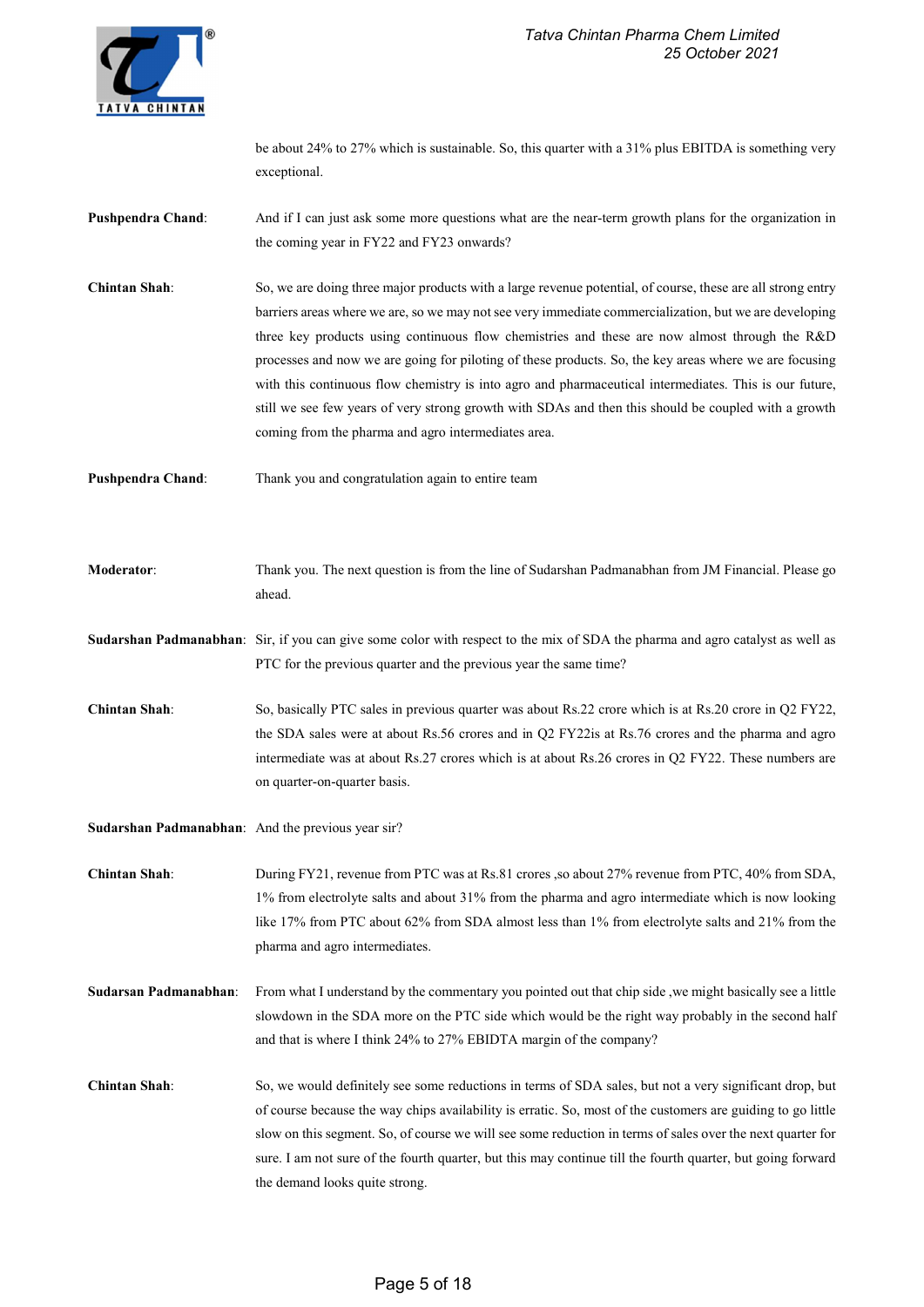be about 24% to 27% which is sustainable. So, this quarter with a 31% plus EBITDA is something very exceptional.

**Pushpendra Chand**: And if I can just ask some more questions what are the near-term growth plans for the organization in the coming year in FY22 and FY23 onwards?

**Chintan Shah**: So, we are doing three major products with a large revenue potential, of course, these are all strong entry barriers areas where we are, so we may not see very immediate commercialization, but we are developing three key products using continuous flow chemistries and these are now almost through the R&D processes and now we are going for piloting of these products. So, the key areas where we are focusing with this continuous flow chemistry is into agro and pharmaceutical intermediates. This is our future, still we see few years of very strong growth with SDAs and then this should be coupled with a growth coming from the pharma and agro intermediates area.

**Pushpendra Chand**: Thank you and congratulation again to entire team

**Moderator**: Thank you. The next question is from the line of Sudarshan Padmanabhan from JM Financial. Please go ahead.

**Sudarshan Padmanabhan**: Sir, if you can give some color with respect to the mix of SDA the pharma and agro catalyst as well as PTC for the previous quarter and the previous year the same time?

**Chintan Shah**: So, basically PTC sales in previous quarter was about Rs.22 crore which is at Rs.20 crore in Q2 FY22, the SDA sales were at about Rs.56 crores and in Q2 FY22is at Rs.76 crores and the pharma and agro intermediate was at about Rs.27 crores which is at about Rs.26 crores in Q2 FY22. These numbers are on quarter-on-quarter basis.

**Sudarshan Padmanabhan**: And the previous year sir?

**Chintan Shah**: During FY21, revenue from PTC was at Rs.81 crores ,so about 27% revenue from PTC, 40% from SDA, 1% from electrolyte salts and about 31% from the pharma and agro intermediate which is now looking like 17% from PTC about 62% from SDA almost less than 1% from electrolyte salts and 21% from the pharma and agro intermediates.

**Sudarsan Padmanabhan**: From what I understand by the commentary you pointed out that chip side ,we might basically see a little slowdown in the SDA more on the PTC side which would be the right way probably in the second half and that is where I think 24% to 27% EBIDTA margin of the company?

**Chintan Shah**: So, we would definitely see some reductions in terms of SDA sales, but not a very significant drop, but of course because the way chips availability is erratic. So, most of the customers are guiding to go little slow on this segment. So, of course we will see some reduction in terms of sales over the next quarter for sure. I am not sure of the fourth quarter, but this may continue till the fourth quarter, but going forward the demand looks quite strong.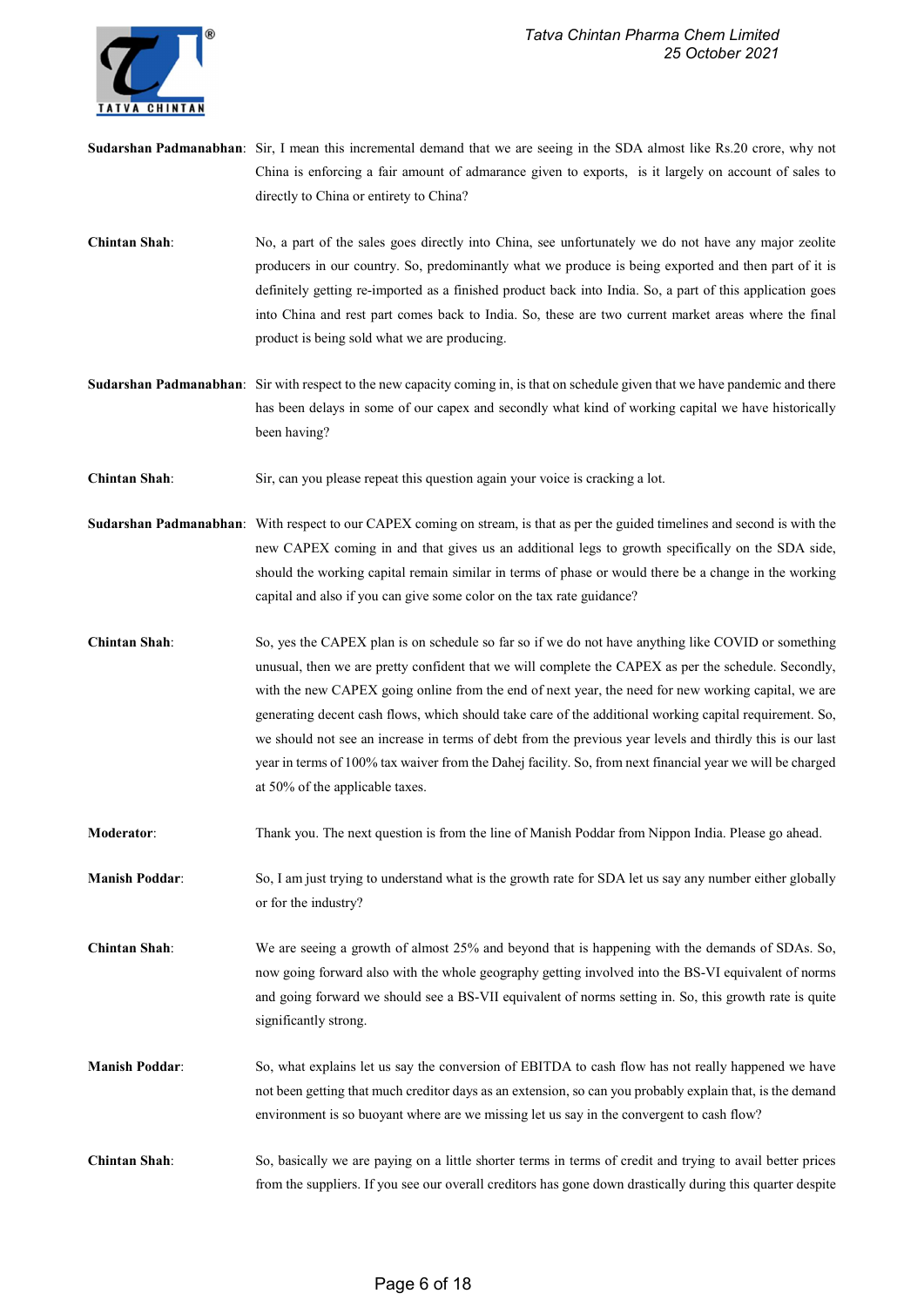**Sudarshan Padmanabhan**: Sir, I mean this incremental demand that we are seeing in the SDA almost like Rs.20 crore, why not China is enforcing a fair amount of admarance given to exports, is it largely on account of sales to directly to China or entirety to China?

**Chintan Shah**: No, a part of the sales goes directly into China, see unfortunately we do not have any major zeolite producers in our country. So, predominantly what we produce is being exported and then part of it is definitely getting re-imported as a finished product back into India. So, a part of this application goes into China and rest part comes back to India. So, these are two current market areas where the final product is being sold what we are producing.

**Sudarshan Padmanabhan**: Sir with respect to the new capacity coming in, is that on schedule given that we have pandemic and there has been delays in some of our capex and secondly what kind of working capital we have historically been having?

**Chintan Shah**: Sir, can you please repeat this question again your voice is cracking a lot.

**Sudarshan Padmanabhan**: With respect to our CAPEX coming on stream, is that as per the guided timelines and second is with the new CAPEX coming in and that gives us an additional legs to growth specifically on the SDA side, should the working capital remain similar in terms of phase or would there be a change in the working capital and also if you can give some color on the tax rate guidance?

**Chintan Shah**: So, yes the CAPEX plan is on schedule so far so if we do not have anything like COVID or something unusual, then we are pretty confident that we will complete the CAPEX as per the schedule. Secondly, with the new CAPEX going online from the end of next year, the need for new working capital, we are generating decent cash flows, which should take care of the additional working capital requirement. So, we should not see an increase in terms of debt from the previous year levels and thirdly this is our last year in terms of 100% tax waiver from the Dahej facility. So, from next financial year we will be charged at 50% of the applicable taxes.

**Moderator**: Thank you. The next question is from the line of Manish Poddar from Nippon India. Please go ahead.

**Manish Poddar**: So, I am just trying to understand what is the growth rate for SDA let us say any number either globally or for the industry?

**Chintan Shah**: We are seeing a growth of almost 25% and beyond that is happening with the demands of SDAs. So, now going forward also with the whole geography getting involved into the BS-VI equivalent of norms and going forward we should see a BS-VII equivalent of norms setting in. So, this growth rate is quite significantly strong.

**Manish Poddar**: So, what explains let us say the conversion of EBITDA to cash flow has not really happened we have not been getting that much creditor days as an extension, so can you probably explain that, is the demand environment is so buoyant where are we missing let us say in the convergent to cash flow?

**Chintan Shah**: So, basically we are paying on a little shorter terms in terms of credit and trying to avail better prices from the suppliers. If you see our overall creditors has gone down drastically during this quarter despite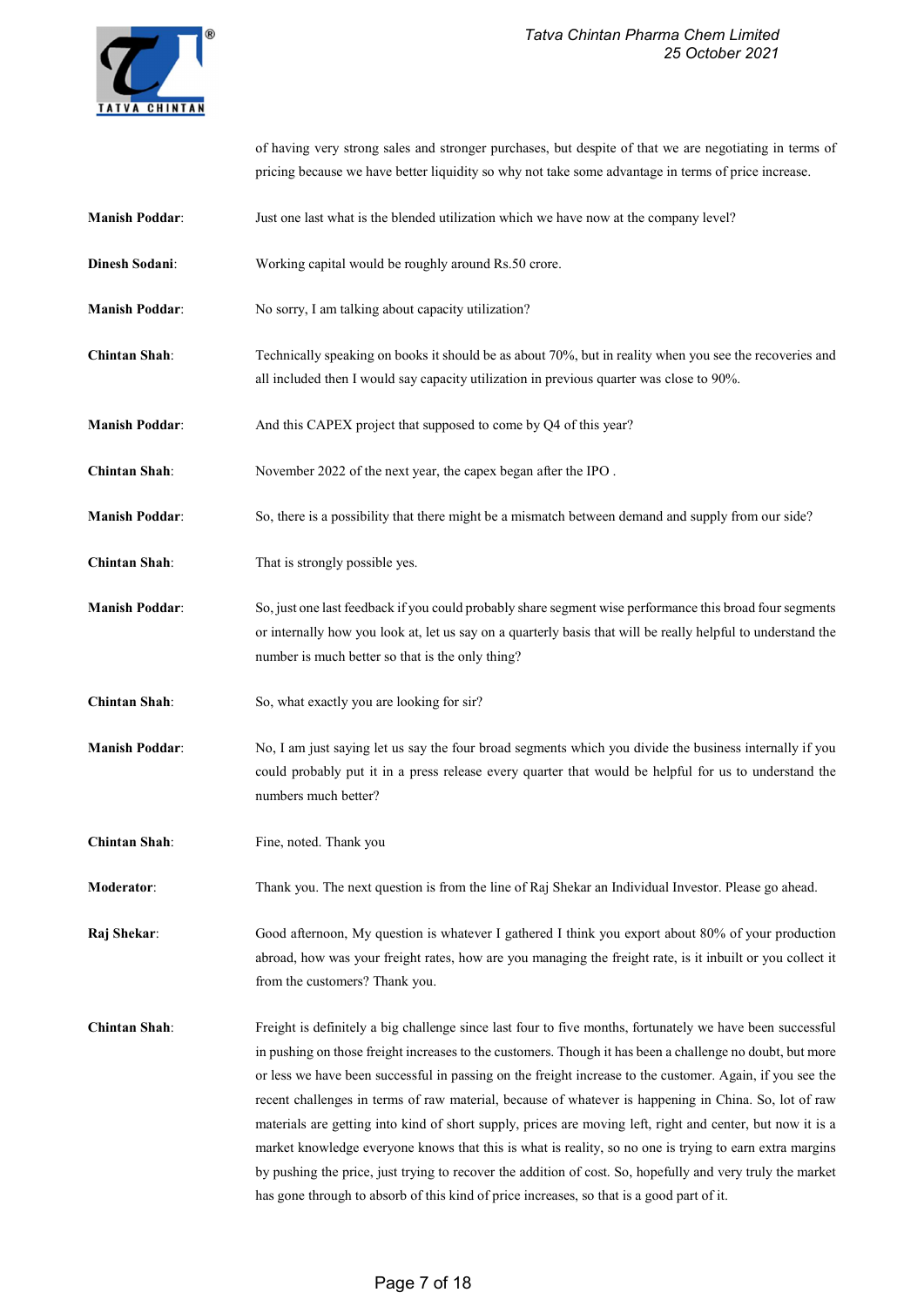of having very strong sales and stronger purchases, but despite of that we are negotiating in terms of pricing because we have better liquidity so why not take some advantage in terms of price increase.

**Manish Poddar**: Just one last what is the blended utilization which we have now at the company level?

**Dinesh Sodani**: Working capital would be roughly around Rs.50 crore.

**Manish Poddar**: No sorry, I am talking about capacity utilization?

**Chintan Shah**: Technically speaking on books it should be as about 70%, but in reality when you see the recoveries and all included then I would say capacity utilization in previous quarter was close to 90%.

**Manish Poddar**: And this CAPEX project that supposed to come by Q4 of this year?

**Chintan Shah**: November 2022 of the next year, the capex began after the IPO .

**Manish Poddar**: So, there is a possibility that there might be a mismatch between demand and supply from our side?

**Chintan Shah**: That is strongly possible yes.

**Manish Poddar**: So, just one last feedback if you could probably share segment wise performance this broad four segments or internally how you look at, let us say on a quarterly basis that will be really helpful to understand the number is much better so that is the only thing?

**Chintan Shah**: So, what exactly you are looking for sir?

**Manish Poddar**: No, I am just saying let us say the four broad segments which you divide the business internally if you could probably put it in a press release every quarter that would be helpful for us to understand the numbers much better?

**Chintan Shah**: Fine, noted. Thank you

**Moderator**: Thank you. The next question is from the line of Raj Shekar an Individual Investor. Please go ahead.

**Raj Shekar**: Good afternoon, My question is whatever I gathered I think you export about 80% of your production abroad, how was your freight rates, how are you managing the freight rate, is it inbuilt or you collect it from the customers? Thank you.

**Chintan Shah**: Freight is definitely a big challenge since last four to five months, fortunately we have been successful in pushing on those freight increases to the customers. Though it has been a challenge no doubt, but more or less we have been successful in passing on the freight increase to the customer. Again, if you see the recent challenges in terms of raw material, because of whatever is happening in China. So, lot of raw materials are getting into kind of short supply, prices are moving left, right and center, but now it is a market knowledge everyone knows that this is what is reality, so no one is trying to earn extra margins by pushing the price, just trying to recover the addition of cost. So, hopefully and very truly the market has gone through to absorb of this kind of price increases, so that is a good part of it.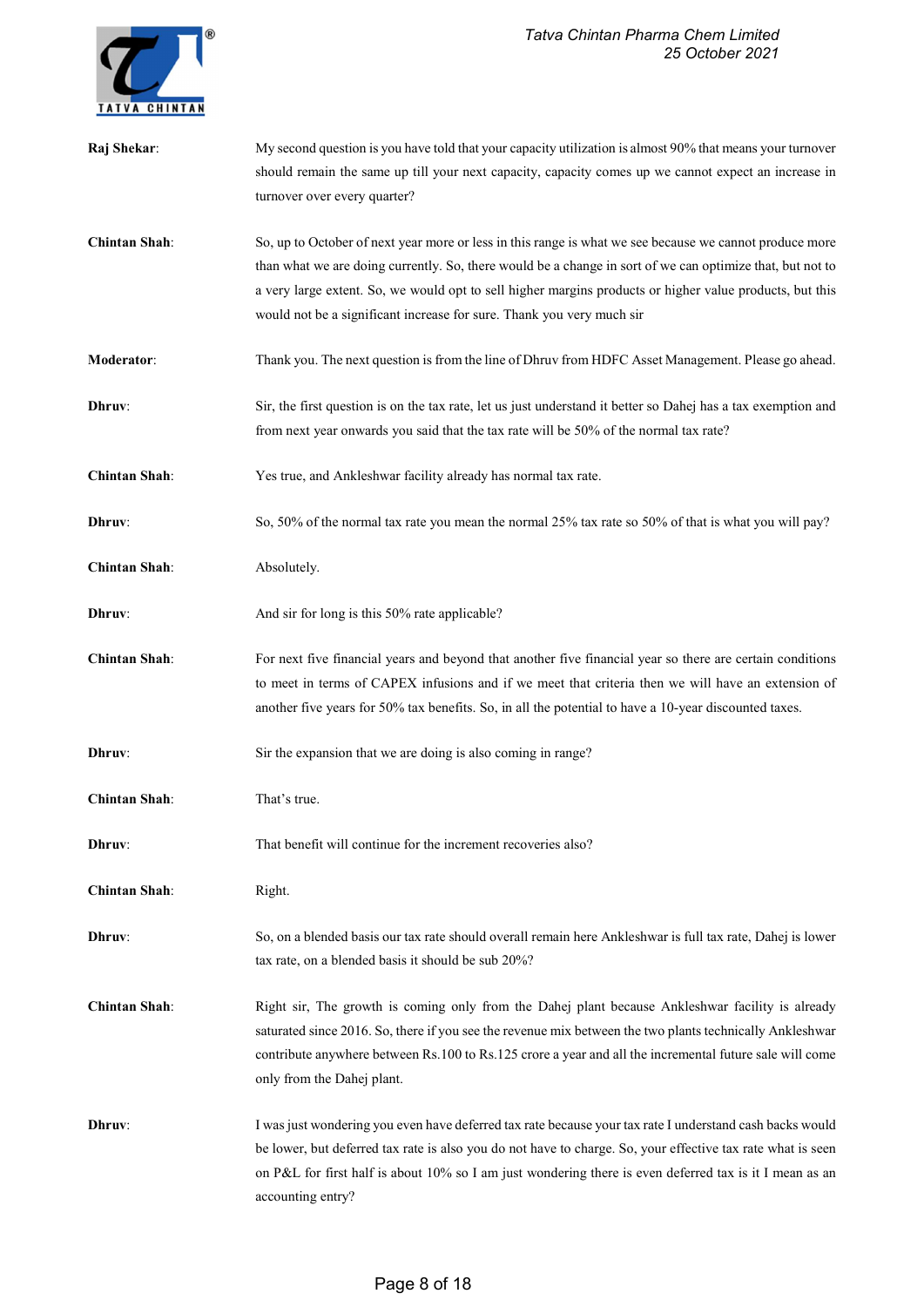**Raj Shekar**: My second question is you have told that your capacity utilization is almost 90% that means your turnover should remain the same up till your next capacity, capacity comes up we cannot expect an increase in turnover over every quarter?

**Chintan Shah**: So, up to October of next year more or less in this range is what we see because we cannot produce more than what we are doing currently. So, there would be a change in sort of we can optimize that, but not to a very large extent. So, we would opt to sell higher margins products or higher value products, but this would not be a significant increase for sure. Thank you very much sir

**Moderator**: Thank you. The next question is from the line of Dhruv from HDFC Asset Management. Please go ahead.

**Dhruv**: Sir, the first question is on the tax rate, let us just understand it better so Dahej has a tax exemption and from next year onwards you said that the tax rate will be 50% of the normal tax rate?

**Chintan Shah**: Yes true, and Ankleshwar facility already has normal tax rate.

**Dhruv**: So, 50% of the normal tax rate you mean the normal 25% tax rate so 50% of that is what you will pay?

**Chintan Shah**: Absolutely.

**Dhruv**: And sir for long is this 50% rate applicable?

**Chintan Shah**: For next five financial years and beyond that another five financial year so there are certain conditions to meet in terms of CAPEX infusions and if we meet that criteria then we will have an extension of another five years for 50% tax benefits. So, in all the potential to have a 10-year discounted taxes.

**Dhruv**: Sir the expansion that we are doing is also coming in range?

**Chintan Shah**: That's true.

**Dhruv**: That benefit will continue for the increment recoveries also?

**Chintan Shah**: Right.

**Dhruv**: So, on a blended basis our tax rate should overall remain here Ankleshwar is full tax rate, Dahej is lower tax rate, on a blended basis it should be sub 20%?

**Chintan Shah**: Right sir, The growth is coming only from the Dahej plant because Ankleshwar facility is already saturated since 2016. So, there if you see the revenue mix between the two plants technically Ankleshwar contribute anywhere between Rs.100 to Rs.125 crore a year and all the incremental future sale will come only from the Dahej plant.

**Dhruv**: I was just wondering you even have deferred tax rate because your tax rate I understand cash backs would be lower, but deferred tax rate is also you do not have to charge. So, your effective tax rate what is seen on P&L for first half is about 10% so I am just wondering there is even deferred tax is it I mean as an accounting entry?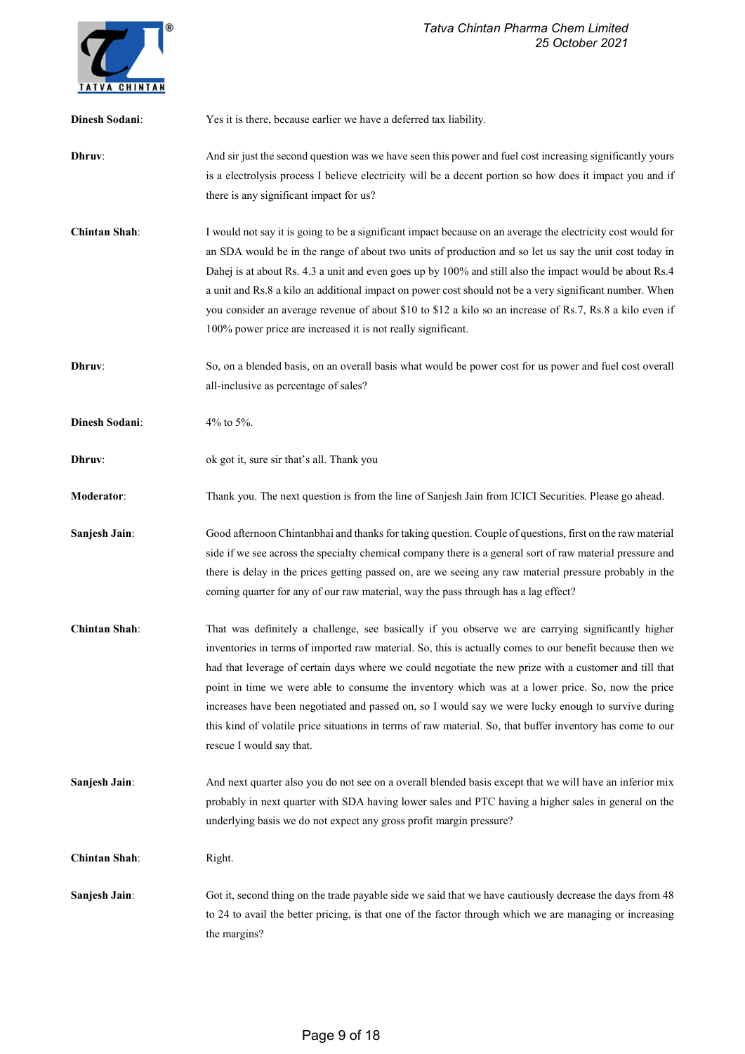**Dinesh Sodani**: Yes it is there, because earlier we have a deferred tax liability.

**Dhruv**: And sir just the second question was we have seen this power and fuel cost increasing significantly yours is a electrolysis process I believe electricity will be a decent portion so how does it impact you and if there is any significant impact for us?

**Chintan Shah**: I would not say it is going to be a significant impact because on an average the electricity cost would for an SDA would be in the range of about two units of production and so let us say the unit cost today in Dahej is at about Rs. 4.3 a unit and even goes up by 100% and still also the impact would be about Rs.4 a unit and Rs.8 a kilo an additional impact on power cost should not be a very significant number. When you consider an average revenue of about $10 to $12 a kilo so an increase of Rs.7, Rs.8 a kilo even if 100% power price are increased it is not really significant.

**Dhruv**: So, on a blended basis, on an overall basis what would be power cost for us power and fuel cost overall all-inclusive as percentage of sales?

**Dinesh Sodani**: 4% to 5%.

**Dhruv**: ok got it, sure sir that's all. Thank you

**Moderator**: Thank you. The next question is from the line of Sanjesh Jain from ICICI Securities. Please go ahead.

**Sanjesh Jain**: Good afternoon Chintanbhai and thanks for taking question. Couple of questions, first on the raw material side if we see across the specialty chemical company there is a general sort of raw material pressure and there is delay in the prices getting passed on, are we seeing any raw material pressure probably in the coming quarter for any of our raw material, way the pass through has a lag effect?

**Chintan Shah**: That was definitely a challenge, see basically if you observe we are carrying significantly higher inventories in terms of imported raw material. So, this is actually comes to our benefit because then we had that leverage of certain days where we could negotiate the new prize with a customer and till that point in time we were able to consume the inventory which was at a lower price. So, now the price increases have been negotiated and passed on, so I would say we were lucky enough to survive during this kind of volatile price situations in terms of raw material. So, that buffer inventory has come to our rescue I would say that.

**Sanjesh Jain**: And next quarter also you do not see on a overall blended basis except that we will have an inferior mix probably in next quarter with SDA having lower sales and PTC having a higher sales in general on the underlying basis we do not expect any gross profit margin pressure?

**Chintan Shah**: Right.

**Sanjesh Jain**: Got it, second thing on the trade payable side we said that we have cautiously decrease the days from 48 to 24 to avail the better pricing, is that one of the factor through which we are managing or increasing the margins?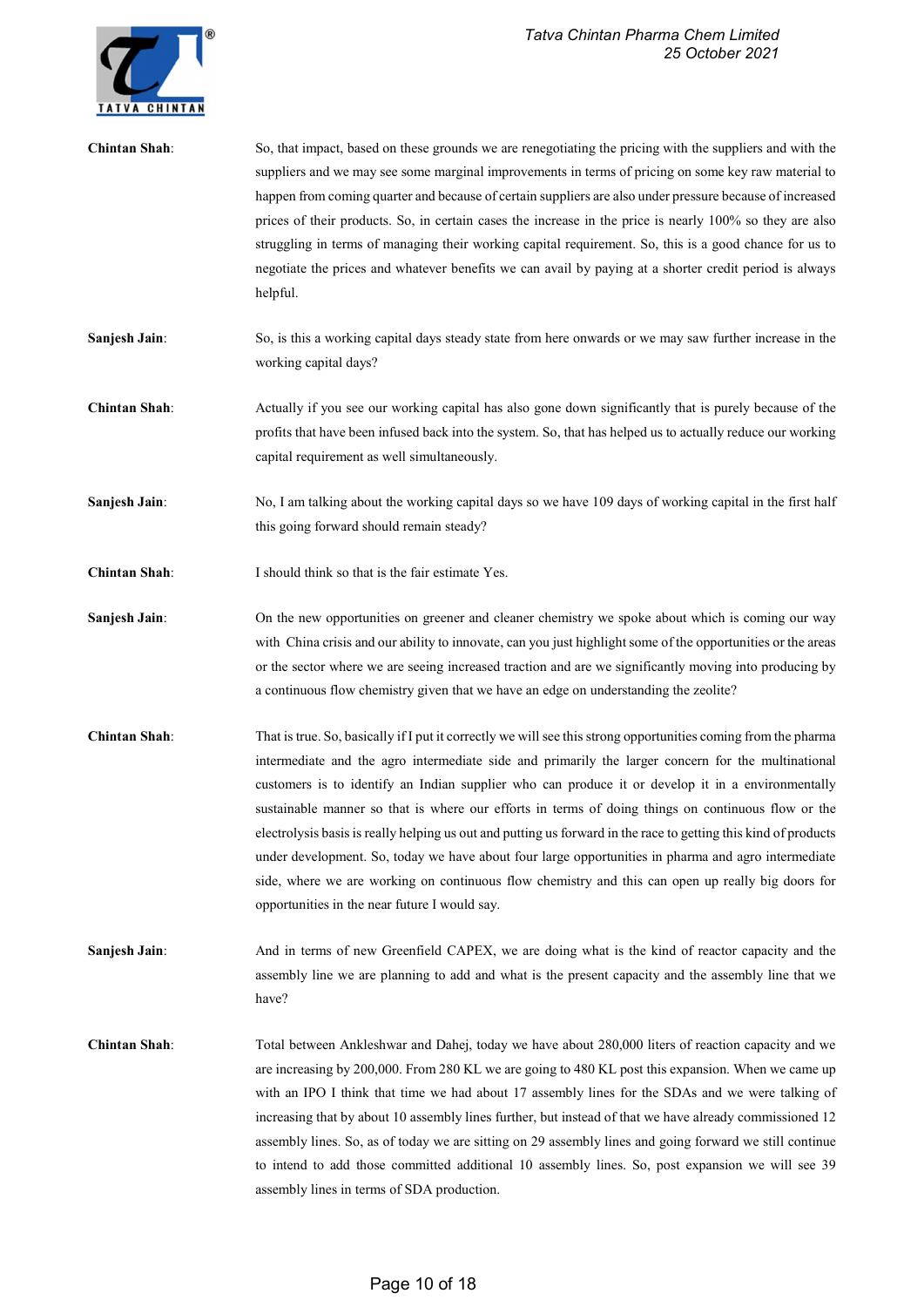**Chintan Shah**: So, that impact, based on these grounds we are renegotiating the pricing with the suppliers and with the suppliers and we may see some marginal improvements in terms of pricing on some key raw material to happen from coming quarter and because of certain suppliers are also under pressure because of increased prices of their products. So, in certain cases the increase in the price is nearly 100% so they are also struggling in terms of managing their working capital requirement. So, this is a good chance for us to negotiate the prices and whatever benefits we can avail by paying at a shorter credit period is always helpful.

**Sanjesh Jain**: So, is this a working capital days steady state from here onwards or we may saw further increase in the working capital days?

**Chintan Shah**: Actually if you see our working capital has also gone down significantly that is purely because of the profits that have been infused back into the system. So, that has helped us to actually reduce our working capital requirement as well simultaneously.

**Sanjesh Jain**: No, I am talking about the working capital days so we have 109 days of working capital in the first half this going forward should remain steady?

**Chintan Shah**: I should think so that is the fair estimate Yes.

**Sanjesh Jain**: On the new opportunities on greener and cleaner chemistry we spoke about which is coming our way with China crisis and our ability to innovate, can you just highlight some of the opportunities or the areas or the sector where we are seeing increased traction and are we significantly moving into producing by a continuous flow chemistry given that we have an edge on understanding the zeolite?

**Chintan Shah**: That is true. So, basically if I put it correctly we will see this strong opportunities coming from the pharma intermediate and the agro intermediate side and primarily the larger concern for the multinational customers is to identify an Indian supplier who can produce it or develop it in a environmentally sustainable manner so that is where our efforts in terms of doing things on continuous flow or the electrolysis basis is really helping us out and putting us forward in the race to getting this kind of products under development. So, today we have about four large opportunities in pharma and agro intermediate side, where we are working on continuous flow chemistry and this can open up really big doors for opportunities in the near future I would say.

**Sanjesh Jain**: And in terms of new Greenfield CAPEX, we are doing what is the kind of reactor capacity and the assembly line we are planning to add and what is the present capacity and the assembly line that we have?

**Chintan Shah**: Total between Ankleshwar and Dahej, today we have about 280,000 liters of reaction capacity and we are increasing by 200,000. From 280 KL we are going to 480 KL post this expansion. When we came up with an IPO I think that time we had about 17 assembly lines for the SDAs and we were talking of increasing that by about 10 assembly lines further, but instead of that we have already commissioned 12 assembly lines. So, as of today we are sitting on 29 assembly lines and going forward we still continue to intend to add those committed additional 10 assembly lines. So, post expansion we will see 39 assembly lines in terms of SDA production.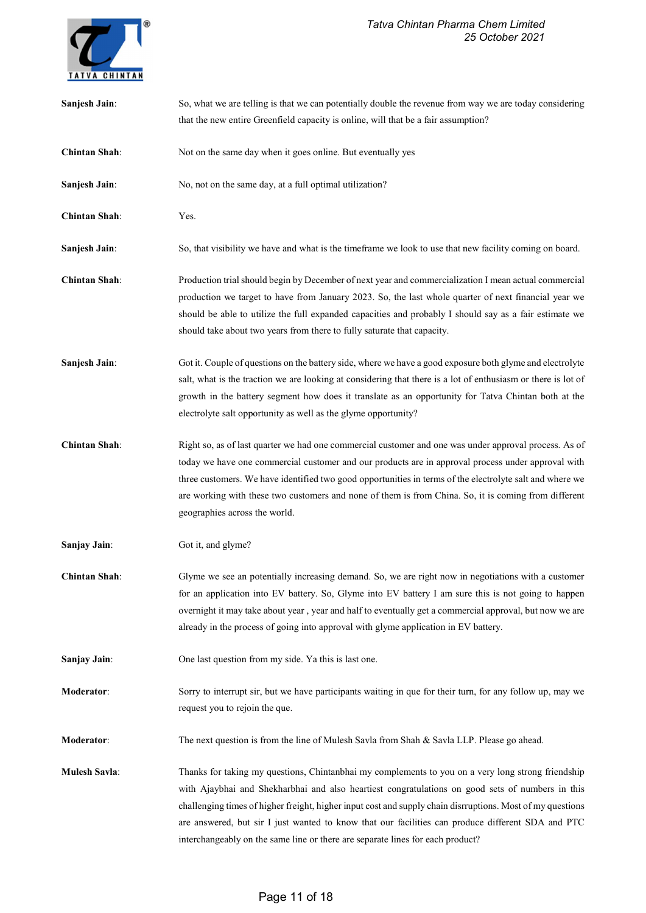**Sanjesh Jain**: So, what we are telling is that we can potentially double the revenue from way we are today considering that the new entire Greenfield capacity is online, will that be a fair assumption?

**Chintan Shah**: Not on the same day when it goes online. But eventually yes

**Sanjesh Jain**: No, not on the same day, at a full optimal utilization?

**Chintan Shah**: Yes.

**Sanjesh Jain**: So, that visibility we have and what is the timeframe we look to use that new facility coming on board.

**Chintan Shah**: Production trial should begin by December of next year and commercialization I mean actual commercial production we target to have from January 2023. So, the last whole quarter of next financial year we should be able to utilize the full expanded capacities and probably I should say as a fair estimate we should take about two years from there to fully saturate that capacity.

**Sanjesh Jain**: Got it. Couple of questions on the battery side, where we have a good exposure both glyme and electrolyte salt, what is the traction we are looking at considering that there is a lot of enthusiasm or there is lot of growth in the battery segment how does it translate as an opportunity for Tatva Chintan both at the electrolyte salt opportunity as well as the glyme opportunity?

**Chintan Shah**: Right so, as of last quarter we had one commercial customer and one was under approval process. As of today we have one commercial customer and our products are in approval process under approval with three customers. We have identified two good opportunities in terms of the electrolyte salt and where we are working with these two customers and none of them is from China. So, it is coming from different geographies across the world.

**Sanjay Jain**: Got it, and glyme?

**Chintan Shah**: Glyme we see an potentially increasing demand. So, we are right now in negotiations with a customer for an application into EV battery. So, Glyme into EV battery I am sure this is not going to happen overnight it may take about year , year and half to eventually get a commercial approval, but now we are already in the process of going into approval with glyme application in EV battery.

**Sanjay Jain**: One last question from my side. Ya this is last one.

**Moderator**: Sorry to interrupt sir, but we have participants waiting in que for their turn, for any follow up, may we request you to rejoin the que.

**Moderator**: The next question is from the line of Mulesh Savla from Shah & Savla LLP. Please go ahead.

**Mulesh Savla**: Thanks for taking my questions, Chintanbhai my complements to you on a very long strong friendship with Ajaybhai and Shekharbhai and also heartiest congratulations on good sets of numbers in this challenging times of higher freight, higher input cost and supply chain disrruptions. Most of my questions are answered, but sir I just wanted to know that our facilities can produce different SDA and PTC interchangeably on the same line or there are separate lines for each product?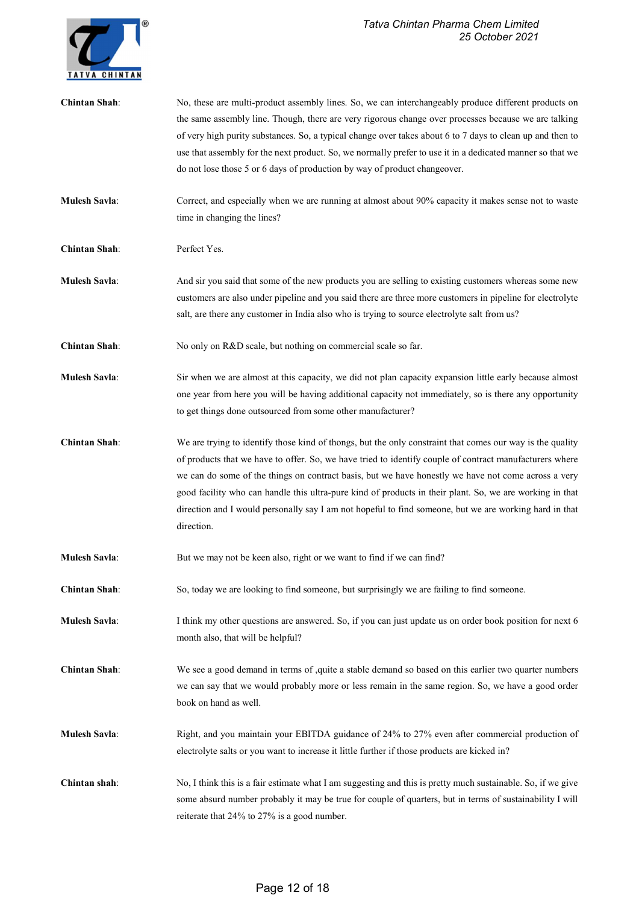**Chintan Shah**: No, these are multi-product assembly lines. So, we can interchangeably produce different products on the same assembly line. Though, there are very rigorous change over processes because we are talking of very high purity substances. So, a typical change over takes about 6 to 7 days to clean up and then to use that assembly for the next product. So, we normally prefer to use it in a dedicated manner so that we do not lose those 5 or 6 days of production by way of product changeover.

**Mulesh Savla**: Correct, and especially when we are running at almost about 90% capacity it makes sense not to waste time in changing the lines?

**Chintan Shah**: Perfect Yes.

**Mulesh Savla**: And sir you said that some of the new products you are selling to existing customers whereas some new customers are also under pipeline and you said there are three more customers in pipeline for electrolyte salt, are there any customer in India also who is trying to source electrolyte salt from us?

**Chintan Shah**: No only on R&D scale, but nothing on commercial scale so far.

**Mulesh Savla**: Sir when we are almost at this capacity, we did not plan capacity expansion little early because almost one year from here you will be having additional capacity not immediately, so is there any opportunity to get things done outsourced from some other manufacturer?

**Chintan Shah**: We are trying to identify those kind of thongs, but the only constraint that comes our way is the quality of products that we have to offer. So, we have tried to identify couple of contract manufacturers where we can do some of the things on contract basis, but we have honestly we have not come across a very good facility who can handle this ultra-pure kind of products in their plant. So, we are working in that direction and I would personally say I am not hopeful to find someone, but we are working hard in that direction.

**Mulesh Savla**: But we may not be keen also, right or we want to find if we can find?

**Chintan Shah**: So, today we are looking to find someone, but surprisingly we are failing to find someone.

**Mulesh Savla**: I think my other questions are answered. So, if you can just update us on order book position for next 6 month also, that will be helpful?

**Chintan Shah**: We see a good demand in terms of ,quite a stable demand so based on this earlier two quarter numbers we can say that we would probably more or less remain in the same region. So, we have a good order book on hand as well.

**Mulesh Savla**: Right, and you maintain your EBITDA guidance of 24% to 27% even after commercial production of electrolyte salts or you want to increase it little further if those products are kicked in?

**Chintan shah**: No, I think this is a fair estimate what I am suggesting and this is pretty much sustainable. So, if we give some absurd number probably it may be true for couple of quarters, but in terms of sustainability I will reiterate that 24% to 27% is a good number.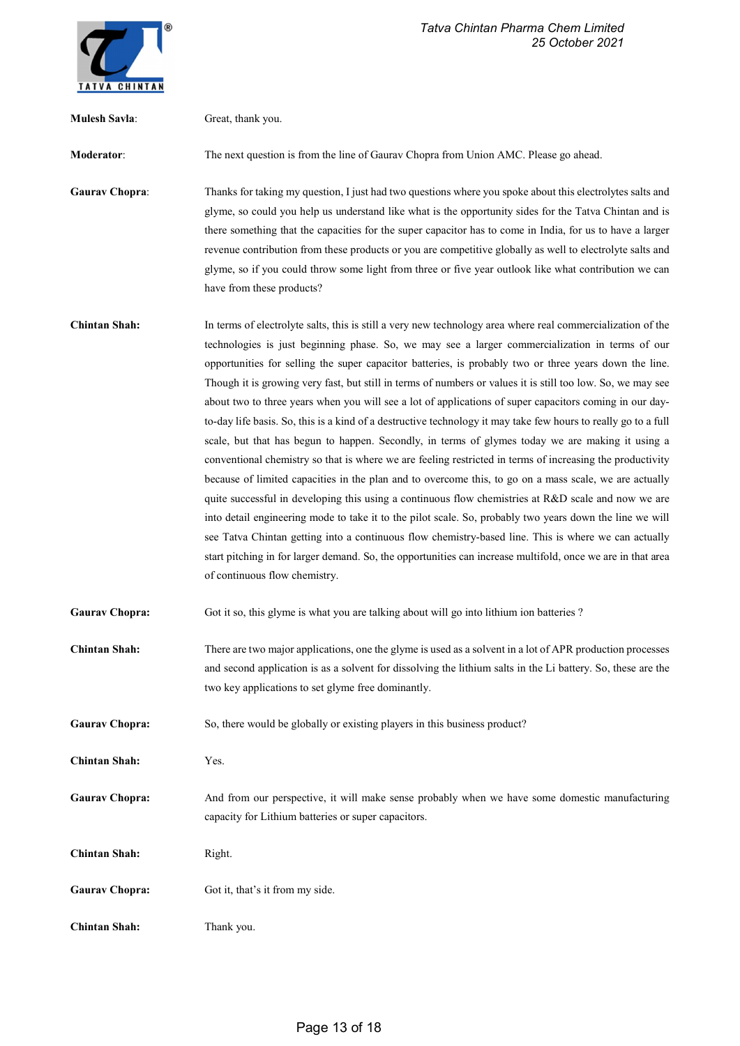**Mulesh Savla**: Great, thank you.

**Moderator**: The next question is from the line of Gaurav Chopra from Union AMC. Please go ahead.

**Gaurav Chopra**: Thanks for taking my question, I just had two questions where you spoke about this electrolytes salts and glyme, so could you help us understand like what is the opportunity sides for the Tatva Chintan and is there something that the capacities for the super capacitor has to come in India, for us to have a larger revenue contribution from these products or you are competitive globally as well to electrolyte salts and glyme, so if you could throw some light from three or five year outlook like what contribution we can have from these products?

**Chintan Shah:** In terms of electrolyte salts, this is still a very new technology area where real commercialization of the technologies is just beginning phase. So, we may see a larger commercialization in terms of our opportunities for selling the super capacitor batteries, is probably two or three years down the line. Though it is growing very fast, but still in terms of numbers or values it is still too low. So, we may see about two to three years when you will see a lot of applications of super capacitors coming in our day-to-day life basis. So, this is a kind of a destructive technology it may take few hours to really go to a full scale, but that has begun to happen. Secondly, in terms of glymes today we are making it using a conventional chemistry so that is where we are feeling restricted in terms of increasing the productivity because of limited capacities in the plan and to overcome this, to go on a mass scale, we are actually quite successful in developing this using a continuous flow chemistries at R&D scale and now we are into detail engineering mode to take it to the pilot scale. So, probably two years down the line we will see Tatva Chintan getting into a continuous flow chemistry-based line. This is where we can actually start pitching in for larger demand. So, the opportunities can increase multifold, once we are in that area of continuous flow chemistry.

**Gaurav Chopra:** Got it so, this glyme is what you are talking about will go into lithium ion batteries ?

**Chintan Shah:** There are two major applications, one the glyme is used as a solvent in a lot of APR production processes and second application is as a solvent for dissolving the lithium salts in the Li battery. So, these are the two key applications to set glyme free dominantly.

**Gaurav Chopra:** So, there would be globally or existing players in this business product?

**Chintan Shah:** Yes.

**Gaurav Chopra:** And from our perspective, it will make sense probably when we have some domestic manufacturing capacity for Lithium batteries or super capacitors.

**Chintan Shah:** Right.

**Gaurav Chopra:** Got it, that's it from my side.

**Chintan Shah:** Thank you.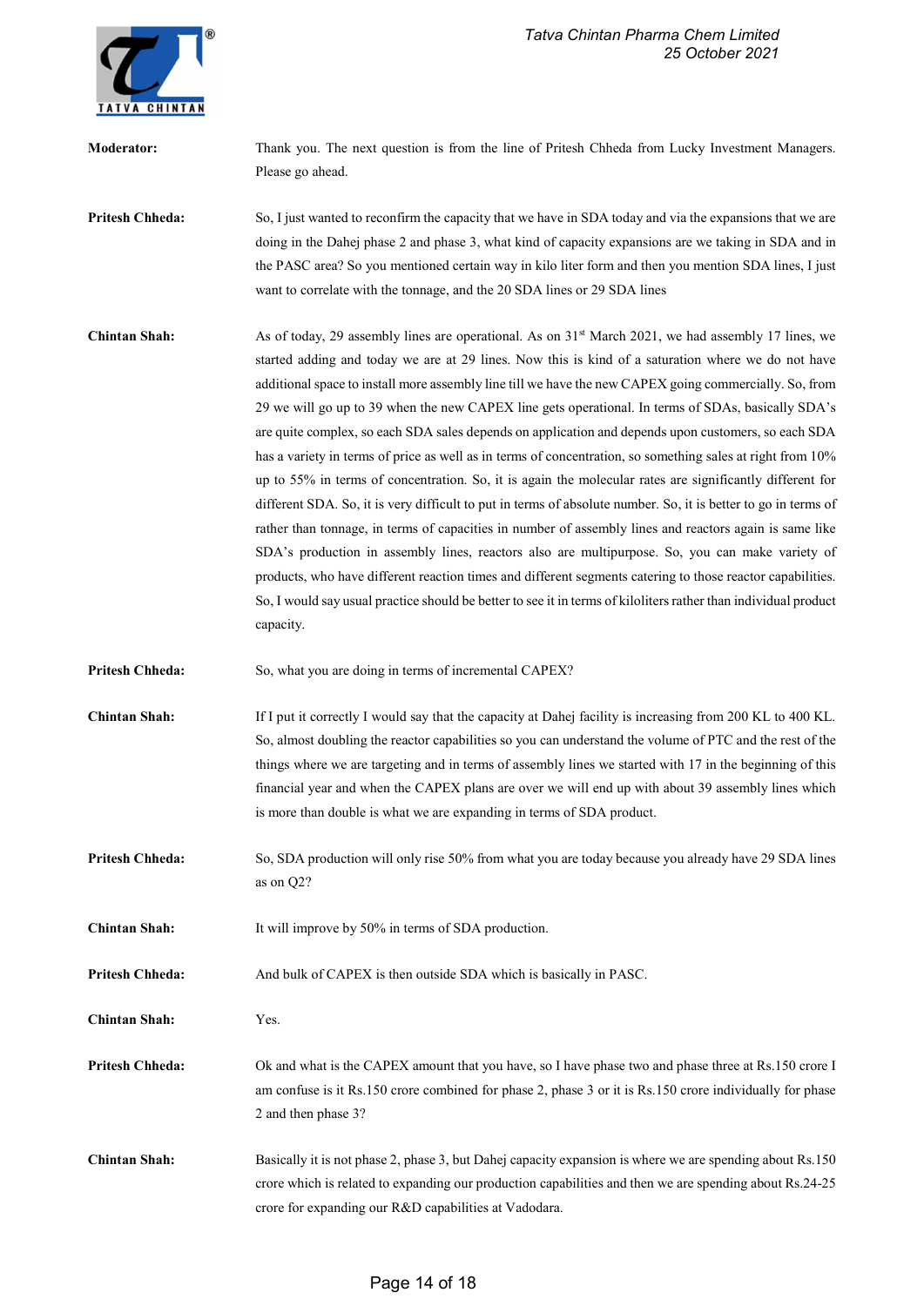**Moderator:** Thank you. The next question is from the line of Pritesh Chheda from Lucky Investment Managers. Please go ahead.

**Pritesh Chheda:** So, I just wanted to reconfirm the capacity that we have in SDA today and via the expansions that we are doing in the Dahej phase 2 and phase 3, what kind of capacity expansions are we taking in SDA and in the PASC area? So you mentioned certain way in kilo liter form and then you mention SDA lines, I just want to correlate with the tonnage, and the 20 SDA lines or 29 SDA lines

**Chintan Shah:** As of today, 29 assembly lines are operational. As on 31st March 2021, we had assembly 17 lines, we started adding and today we are at 29 lines. Now this is kind of a saturation where we do not have additional space to install more assembly line till we have the new CAPEX going commercially. So, from 29 we will go up to 39 when the new CAPEX line gets operational. In terms of SDAs, basically SDA's are quite complex, so each SDA sales depends on application and depends upon customers, so each SDA has a variety in terms of price as well as in terms of concentration, so something sales at right from 10% up to 55% in terms of concentration. So, it is again the molecular rates are significantly different for different SDA. So, it is very difficult to put in terms of absolute number. So, it is better to go in terms of rather than tonnage, in terms of capacities in number of assembly lines and reactors again is same like SDA's production in assembly lines, reactors also are multipurpose. So, you can make variety of products, who have different reaction times and different segments catering to those reactor capabilities. So, I would say usual practice should be better to see it in terms of kiloliters rather than individual product capacity.

**Pritesh Chheda:** So, what you are doing in terms of incremental CAPEX?

**Chintan Shah:** If I put it correctly I would say that the capacity at Dahej facility is increasing from 200 KL to 400 KL. So, almost doubling the reactor capabilities so you can understand the volume of PTC and the rest of the things where we are targeting and in terms of assembly lines we started with 17 in the beginning of this financial year and when the CAPEX plans are over we will end up with about 39 assembly lines which is more than double is what we are expanding in terms of SDA product.

**Pritesh Chheda:** So, SDA production will only rise 50% from what you are today because you already have 29 SDA lines as on Q2?

**Chintan Shah:** It will improve by 50% in terms of SDA production.

**Pritesh Chheda:** And bulk of CAPEX is then outside SDA which is basically in PASC.

**Chintan Shah:** Yes.

**Pritesh Chheda:** Ok and what is the CAPEX amount that you have, so I have phase two and phase three at Rs.150 crore I am confuse is it Rs.150 crore combined for phase 2, phase 3 or it is Rs.150 crore individually for phase 2 and then phase 3?

**Chintan Shah:** Basically it is not phase 2, phase 3, but Dahej capacity expansion is where we are spending about Rs.150 crore which is related to expanding our production capabilities and then we are spending about Rs.24-25 crore for expanding our R&D capabilities at Vadodara.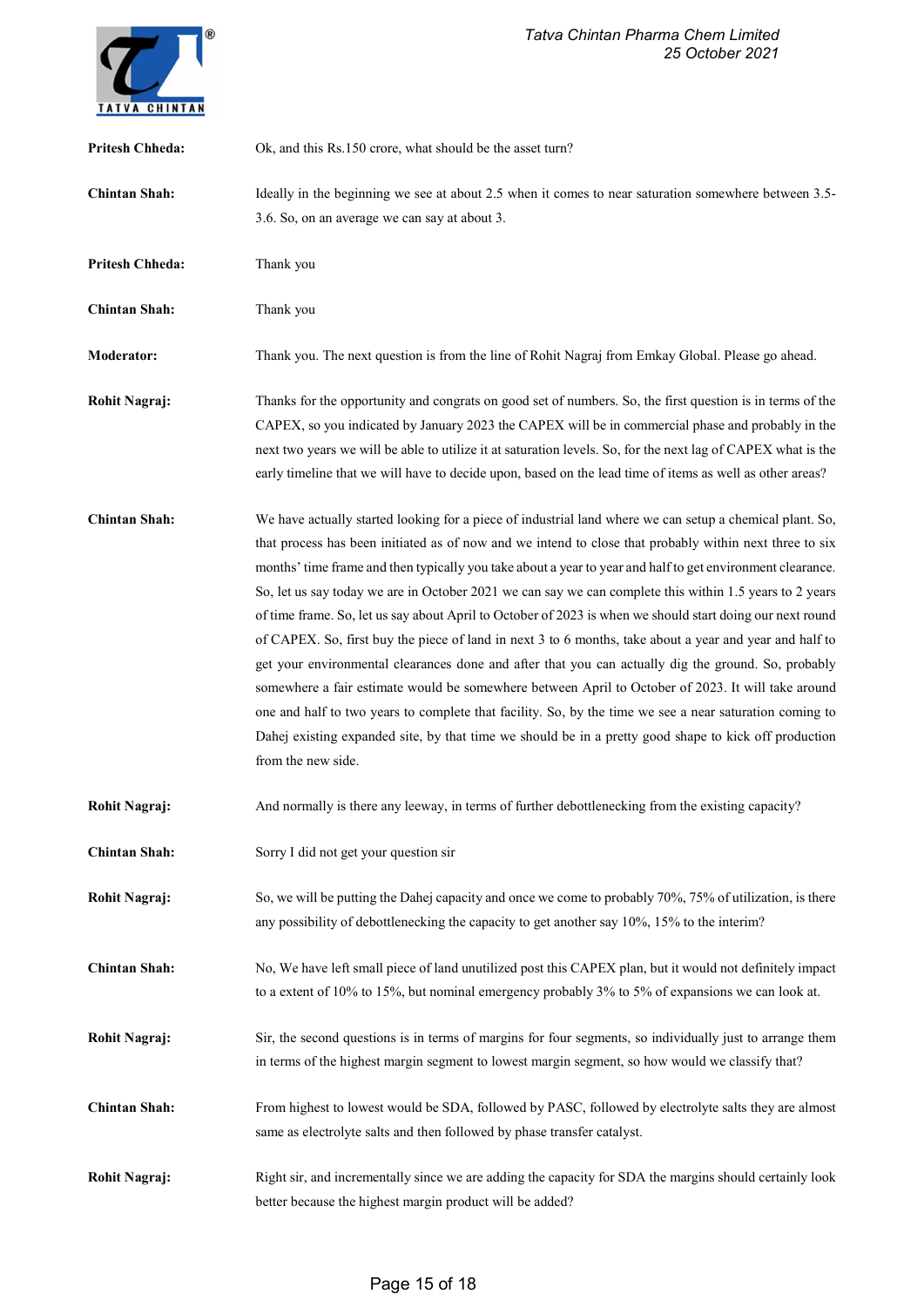**Pritesh Chheda:** Ok, and this Rs.150 crore, what should be the asset turn?

**Chintan Shah:** Ideally in the beginning we see at about 2.5 when it comes to near saturation somewhere between 3.5-3.6. So, on an average we can say at about 3.

**Pritesh Chheda:** Thank you

**Chintan Shah:** Thank you

**Moderator:** Thank you. The next question is from the line of Rohit Nagraj from Emkay Global. Please go ahead.

**Rohit Nagraj:** Thanks for the opportunity and congrats on good set of numbers. So, the first question is in terms of the CAPEX, so you indicated by January 2023 the CAPEX will be in commercial phase and probably in the next two years we will be able to utilize it at saturation levels. So, for the next lag of CAPEX what is the early timeline that we will have to decide upon, based on the lead time of items as well as other areas?

**Chintan Shah:** We have actually started looking for a piece of industrial land where we can setup a chemical plant. So, that process has been initiated as of now and we intend to close that probably within next three to six months' time frame and then typically you take about a year to year and half to get environment clearance. So, let us say today we are in October 2021 we can say we can complete this within 1.5 years to 2 years of time frame. So, let us say about April to October of 2023 is when we should start doing our next round of CAPEX. So, first buy the piece of land in next 3 to 6 months, take about a year and year and half to get your environmental clearances done and after that you can actually dig the ground. So, probably somewhere a fair estimate would be somewhere between April to October of 2023. It will take around one and half to two years to complete that facility. So, by the time we see a near saturation coming to Dahej existing expanded site, by that time we should be in a pretty good shape to kick off production from the new side.

**Rohit Nagraj:** And normally is there any leeway, in terms of further debottlenecking from the existing capacity?

**Chintan Shah:** Sorry I did not get your question sir

**Rohit Nagraj:** So, we will be putting the Dahej capacity and once we come to probably 70%, 75% of utilization, is there any possibility of debottlenecking the capacity to get another say 10%, 15% to the interim?

**Chintan Shah:** No, We have left small piece of land unutilized post this CAPEX plan, but it would not definitely impact to a extent of 10% to 15%, but nominal emergency probably 3% to 5% of expansions we can look at.

**Rohit Nagraj:** Sir, the second questions is in terms of margins for four segments, so individually just to arrange them in terms of the highest margin segment to lowest margin segment, so how would we classify that?

**Chintan Shah:** From highest to lowest would be SDA, followed by PASC, followed by electrolyte salts they are almost same as electrolyte salts and then followed by phase transfer catalyst.

**Rohit Nagraj:** Right sir, and incrementally since we are adding the capacity for SDA the margins should certainly look better because the highest margin product will be added?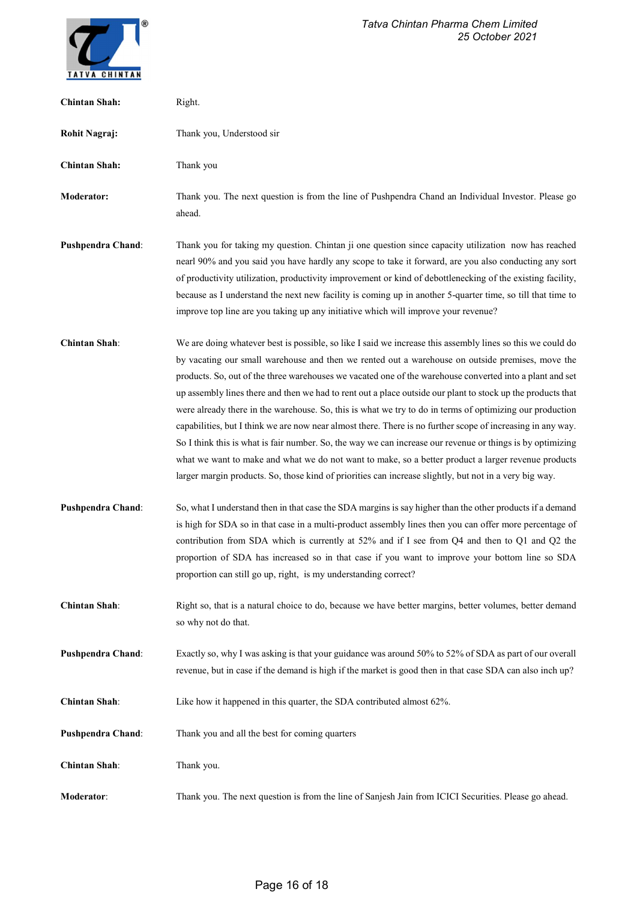**Chintan Shah:** Right.

**Rohit Nagraj:** Thank you, Understood sir

**Chintan Shah:** Thank you

**Moderator:** Thank you. The next question is from the line of Pushpendra Chand an Individual Investor. Please go ahead.

**Pushpendra Chand:** Thank you for taking my question. Chintan ji one question since capacity utilization now has reached nearl 90% and you said you have hardly any scope to take it forward, are you also conducting any sort of productivity utilization, productivity improvement or kind of debottlenecking of the existing facility, because as I understand the next new facility is coming up in another 5-quarter time, so till that time to improve top line are you taking up any initiative which will improve your revenue?

**Chintan Shah:** We are doing whatever best is possible, so like I said we increase this assembly lines so this we could do by vacating our small warehouse and then we rented out a warehouse on outside premises, move the products. So, out of the three warehouses we vacated one of the warehouse converted into a plant and set up assembly lines there and then we had to rent out a place outside our plant to stock up the products that were already there in the warehouse. So, this is what we try to do in terms of optimizing our production capabilities, but I think we are now near almost there. There is no further scope of increasing in any way. So I think this is what is fair number. So, the way we can increase our revenue or things is by optimizing what we want to make and what we do not want to make, so a better product a larger revenue products larger margin products. So, those kind of priorities can increase slightly, but not in a very big way.

**Pushpendra Chand:** So, what I understand then in that case the SDA margins is say higher than the other products if a demand is high for SDA so in that case in a multi-product assembly lines then you can offer more percentage of contribution from SDA which is currently at 52% and if I see from Q4 and then to Q1 and Q2 the proportion of SDA has increased so in that case if you want to improve your bottom line so SDA proportion can still go up, right, is my understanding correct?

**Chintan Shah:** Right so, that is a natural choice to do, because we have better margins, better volumes, better demand so why not do that.

**Pushpendra Chand:** Exactly so, why I was asking is that your guidance was around 50% to 52% of SDA as part of our overall revenue, but in case if the demand is high if the market is good then in that case SDA can also inch up?

**Chintan Shah:** Like how it happened in this quarter, the SDA contributed almost 62%.

**Pushpendra Chand:** Thank you and all the best for coming quarters

**Chintan Shah:** Thank you.

**Moderator:** Thank you. The next question is from the line of Sanjesh Jain from ICICI Securities. Please go ahead.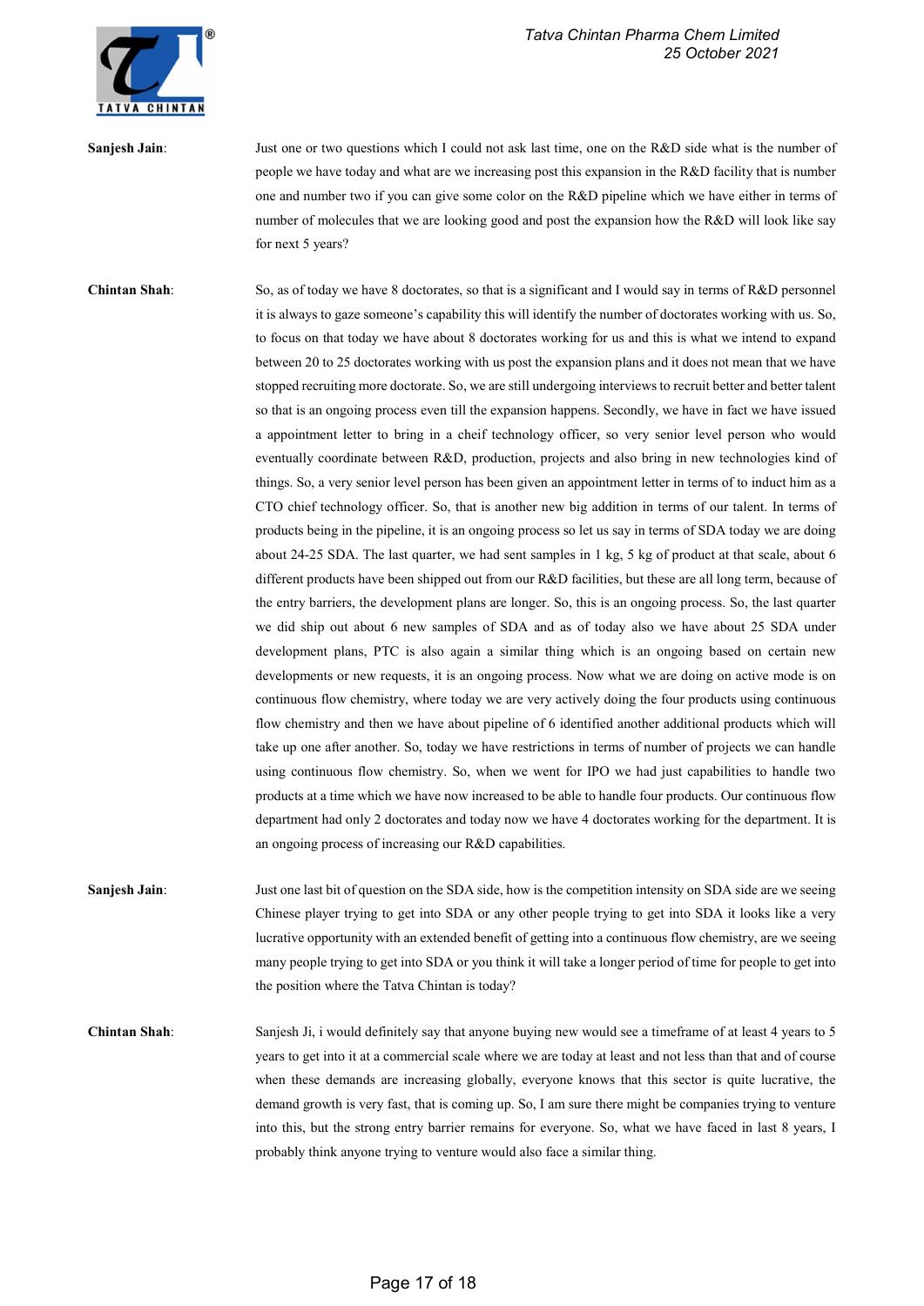**Sanjesh Jain**: Just one or two questions which I could not ask last time, one on the R&D side what is the number of people we have today and what are we increasing post this expansion in the R&D facility that is number one and number two if you can give some color on the R&D pipeline which we have either in terms of number of molecules that we are looking good and post the expansion how the R&D will look like say for next 5 years?

**Chintan Shah**: So, as of today we have 8 doctorates, so that is a significant and I would say in terms of R&D personnel it is always to gaze someone's capability this will identify the number of doctorates working with us. So, to focus on that today we have about 8 doctorates working for us and this is what we intend to expand between 20 to 25 doctorates working with us post the expansion plans and it does not mean that we have stopped recruiting more doctorate. So, we are still undergoing interviews to recruit better and better talent so that is an ongoing process even till the expansion happens. Secondly, we have in fact we have issued a appointment letter to bring in a cheif technology officer, so very senior level person who would eventually coordinate between R&D, production, projects and also bring in new technologies kind of things. So, a very senior level person has been given an appointment letter in terms of to induct him as a CTO chief technology officer. So, that is another new big addition in terms of our talent. In terms of products being in the pipeline, it is an ongoing process so let us say in terms of SDA today we are doing about 24-25 SDA. The last quarter, we had sent samples in 1 kg, 5 kg of product at that scale, about 6 different products have been shipped out from our R&D facilities, but these are all long term, because of the entry barriers, the development plans are longer. So, this is an ongoing process. So, the last quarter we did ship out about 6 new samples of SDA and as of today also we have about 25 SDA under development plans, PTC is also again a similar thing which is an ongoing based on certain new developments or new requests, it is an ongoing process. Now what we are doing on active mode is on continuous flow chemistry, where today we are very actively doing the four products using continuous flow chemistry and then we have about pipeline of 6 identified another additional products which will take up one after another. So, today we have restrictions in terms of number of projects we can handle using continuous flow chemistry. So, when we went for IPO we had just capabilities to handle two products at a time which we have now increased to be able to handle four products. Our continuous flow department had only 2 doctorates and today now we have 4 doctorates working for the department. It is an ongoing process of increasing our R&D capabilities.

**Sanjesh Jain**: Just one last bit of question on the SDA side, how is the competition intensity on SDA side are we seeing Chinese player trying to get into SDA or any other people trying to get into SDA it looks like a very lucrative opportunity with an extended benefit of getting into a continuous flow chemistry, are we seeing many people trying to get into SDA or you think it will take a longer period of time for people to get into the position where the Tatva Chintan is today?

**Chintan Shah**: Sanjesh Ji, i would definitely say that anyone buying new would see a timeframe of at least 4 years to 5 years to get into it at a commercial scale where we are today at least and not less than that and of course when these demands are increasing globally, everyone knows that this sector is quite lucrative, the demand growth is very fast, that is coming up. So, I am sure there might be companies trying to venture into this, but the strong entry barrier remains for everyone. So, what we have faced in last 8 years, I probably think anyone trying to venture would also face a similar thing.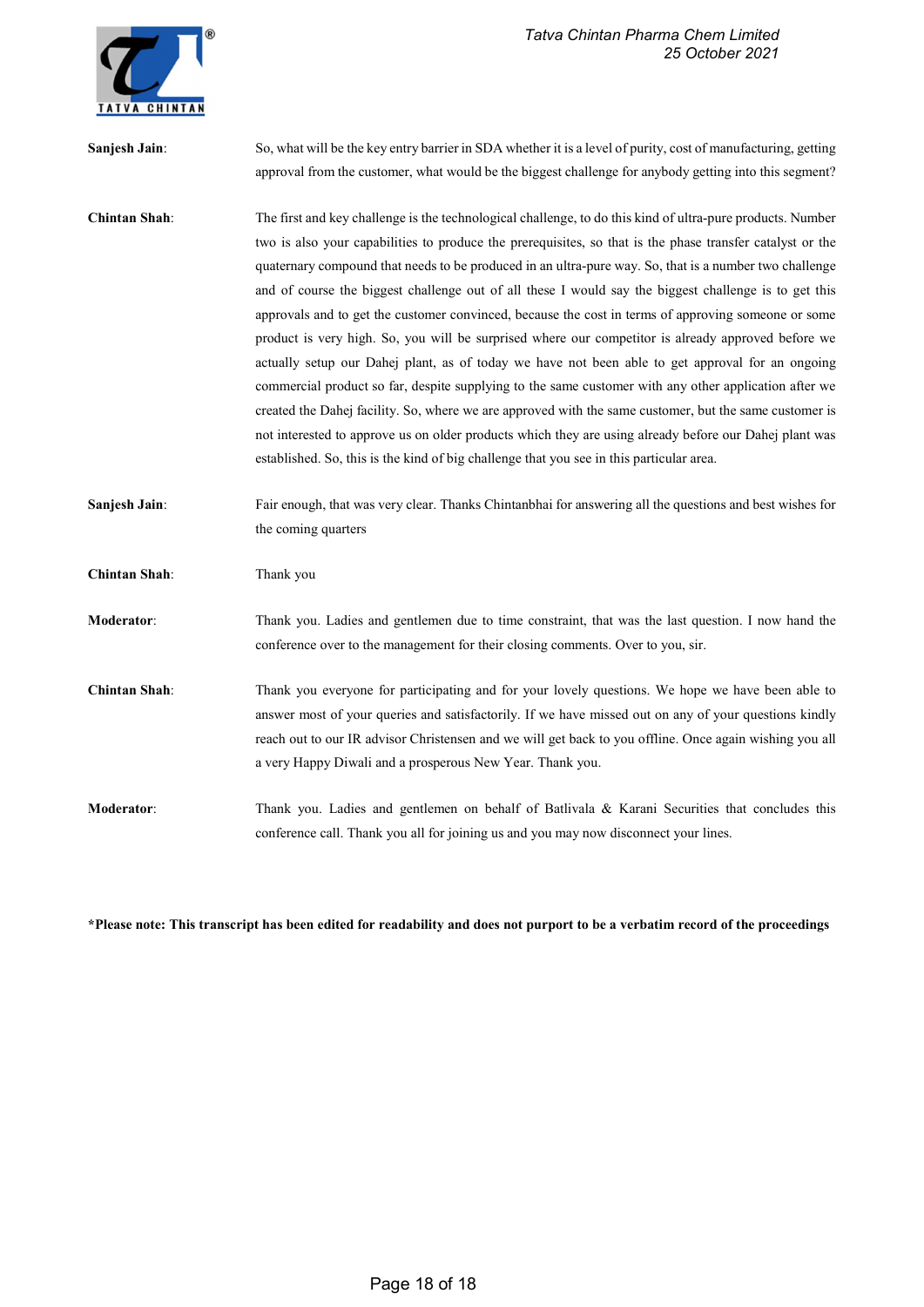**Sanjesh Jain**: So, what will be the key entry barrier in SDA whether it is a level of purity, cost of manufacturing, getting approval from the customer, what would be the biggest challenge for anybody getting into this segment?

**Chintan Shah**: The first and key challenge is the technological challenge, to do this kind of ultra-pure products. Number two is also your capabilities to produce the prerequisites, so that is the phase transfer catalyst or the quaternary compound that needs to be produced in an ultra-pure way. So, that is a number two challenge and of course the biggest challenge out of all these I would say the biggest challenge is to get this approvals and to get the customer convinced, because the cost in terms of approving someone or some product is very high. So, you will be surprised where our competitor is already approved before we actually setup our Dahej plant, as of today we have not been able to get approval for an ongoing commercial product so far, despite supplying to the same customer with any other application after we created the Dahej facility. So, where we are approved with the same customer, but the same customer is not interested to approve us on older products which they are using already before our Dahej plant was established. So, this is the kind of big challenge that you see in this particular area.

**Sanjesh Jain**: Fair enough, that was very clear. Thanks Chintanbhai for answering all the questions and best wishes for the coming quarters

**Chintan Shah**: Thank you

**Moderator**: Thank you. Ladies and gentlemen due to time constraint, that was the last question. I now hand the conference over to the management for their closing comments. Over to you, sir.

**Chintan Shah**: Thank you everyone for participating and for your lovely questions. We hope we have been able to answer most of your queries and satisfactorily. If we have missed out on any of your questions kindly reach out to our IR advisor Christensen and we will get back to you offline. Once again wishing you all a very Happy Diwali and a prosperous New Year. Thank you.

**Moderator**: Thank you. Ladies and gentlemen on behalf of Batlivala & Karani Securities that concludes this conference call. Thank you all for joining us and you may now disconnect your lines.

**\*Please note: This transcript has been edited for readability and does not purport to be a verbatim record of the proceedings**